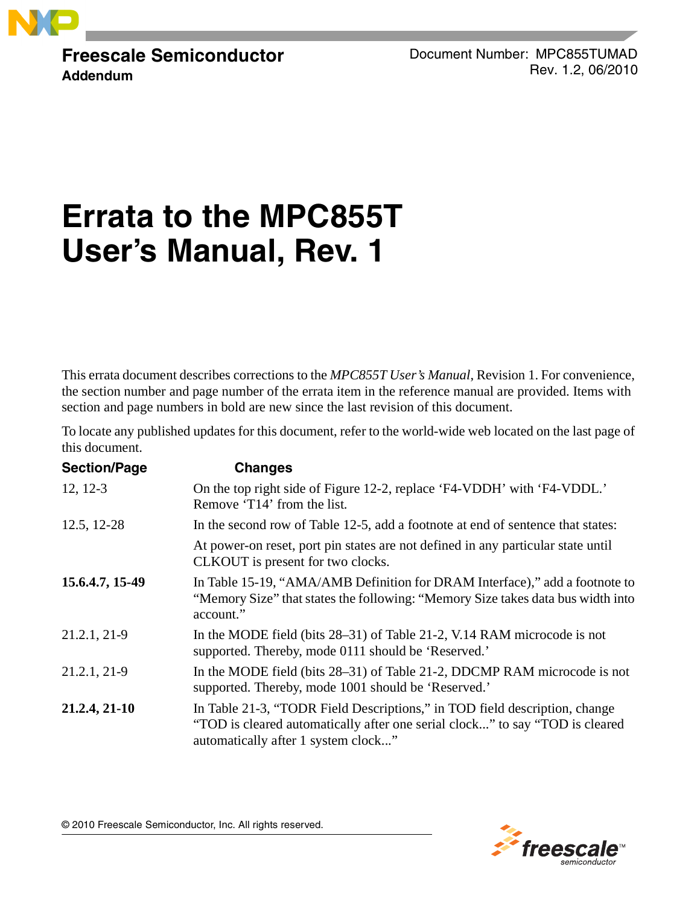**Freescale Semiconductor**
**Addendum**

Document Number: MPC855TUMAD
Rev. 1.2, 06/2010

# Errata to the MPC855T User's Manual, Rev. 1

This errata document describes corrections to the *MPC855T User's Manual*, Revision 1. For convenience, the section number and page number of the errata item in the reference manual are provided. Items with section and page numbers in bold are new since the last revision of this document.

To locate any published updates for this document, refer to the world-wide web located on the last page of this document.

| Section/Page | Changes |
|---|---|
| 12, 12-3 | On the top right side of Figure 12-2, replace 'F4-VDDH' with 'F4-VDDL.' Remove 'T14' from the list. |
| 12.5, 12-28 | In the second row of Table 12-5, add a footnote at end of sentence that states: At power-on reset, port pin states are not defined in any particular state until CLKOUT is present for two clocks. |
| **15.6.4.7, 15-49** | In Table 15-19, "AMA/AMB Definition for DRAM Interface)," add a footnote to "Memory Size" that states the following: "Memory Size takes data bus width into account." |
| 21.2.1, 21-9 | In the MODE field (bits 28–31) of Table 21-2, V.14 RAM microcode is not supported. Thereby, mode 0111 should be 'Reserved.' |
| 21.2.1, 21-9 | In the MODE field (bits 28–31) of Table 21-2, DDCMP RAM microcode is not supported. Thereby, mode 1001 should be 'Reserved.' |
| **21.2.4, 21-10** | In Table 21-3, "TODR Field Descriptions," in TOD field description, change "TOD is cleared automatically after one serial clock..." to say "TOD is cleared automatically after 1 system clock..." |

© 2010 Freescale Semiconductor, Inc. All rights reserved.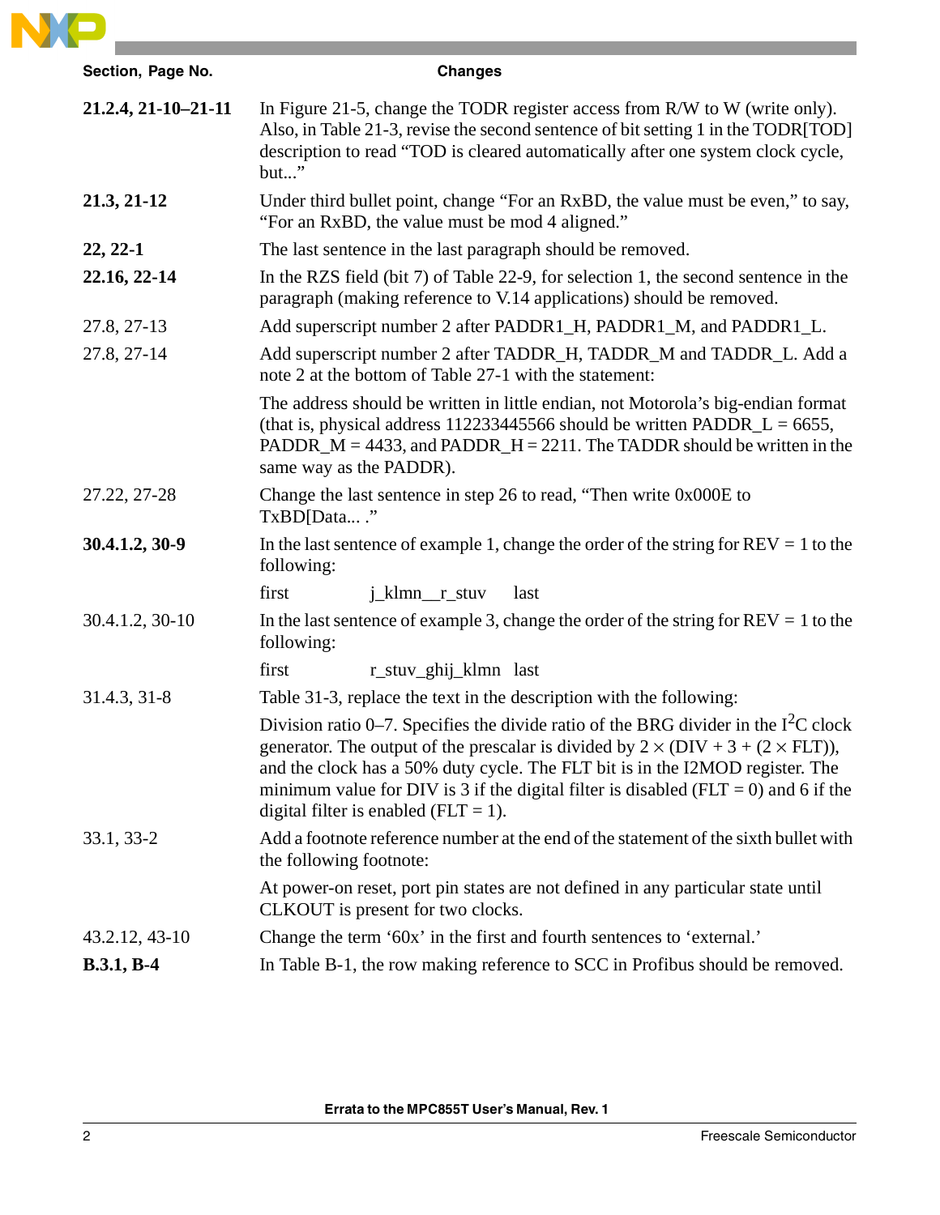| Section, Page No. | Changes |
|---|---|
| **21.2.4, 21-10–21-11** | In Figure 21-5, change the TODR register access from R/W to W (write only). Also, in Table 21-3, revise the second sentence of bit setting 1 in the TODR[TOD] description to read "TOD is cleared automatically after one system clock cycle, but..." |
| **21.3, 21-12** | Under third bullet point, change "For an RxBD, the value must be even," to say, "For an RxBD, the value must be mod 4 aligned." |
| **22, 22-1** | The last sentence in the last paragraph should be removed. |
| **22.16, 22-14** | In the RZS field (bit 7) of Table 22-9, for selection 1, the second sentence in the paragraph (making reference to V.14 applications) should be removed. |
| 27.8, 27-13 | Add superscript number 2 after PADDR1_H, PADDR1_M, and PADDR1_L. |
| 27.8, 27-14 | Add superscript number 2 after TADDR_H, TADDR_M and TADDR_L. Add a note 2 at the bottom of Table 27-1 with the statement:<br><br>The address should be written in little endian, not Motorola's big-endian format (that is, physical address 112233445566 should be written PADDR_L = 6655, PADDR_M = 4433, and PADDR_H = 2211. The TADDR should be written in the same way as the PADDR). |
| 27.22, 27-28 | Change the last sentence in step 26 to read, "Then write 0x000E to TxBD[Data... ." |
| **30.4.1.2, 30-9** | In the last sentence of example 1, change the order of the string for REV = 1 to the following:<br><br>first j_klmn__r_stuv last |
| 30.4.1.2, 30-10 | In the last sentence of example 3, change the order of the string for REV = 1 to the following:<br><br>first r_stuv_ghij_klmn last |
| 31.4.3, 31-8 | Table 31-3, replace the text in the description with the following:<br><br>Division ratio 0–7. Specifies the divide ratio of the BRG divider in the $I^2C$ clock generator. The output of the prescalar is divided by $2 \times (\text{DIV} + 3 + (2 \times \text{FLT}))$, and the clock has a 50% duty cycle. The FLT bit is in the I2MOD register. The minimum value for DIV is 3 if the digital filter is disabled (FLT = 0) and 6 if the digital filter is enabled (FLT = 1). |
| 33.1, 33-2 | Add a footnote reference number at the end of the statement of the sixth bullet with the following footnote:<br><br>At power-on reset, port pin states are not defined in any particular state until CLKOUT is present for two clocks. |
| 43.2.12, 43-10 | Change the term '60x' in the first and fourth sentences to 'external.' |
| **B.3.1, B-4** | In Table B-1, the row making reference to SCC in Profibus should be removed. |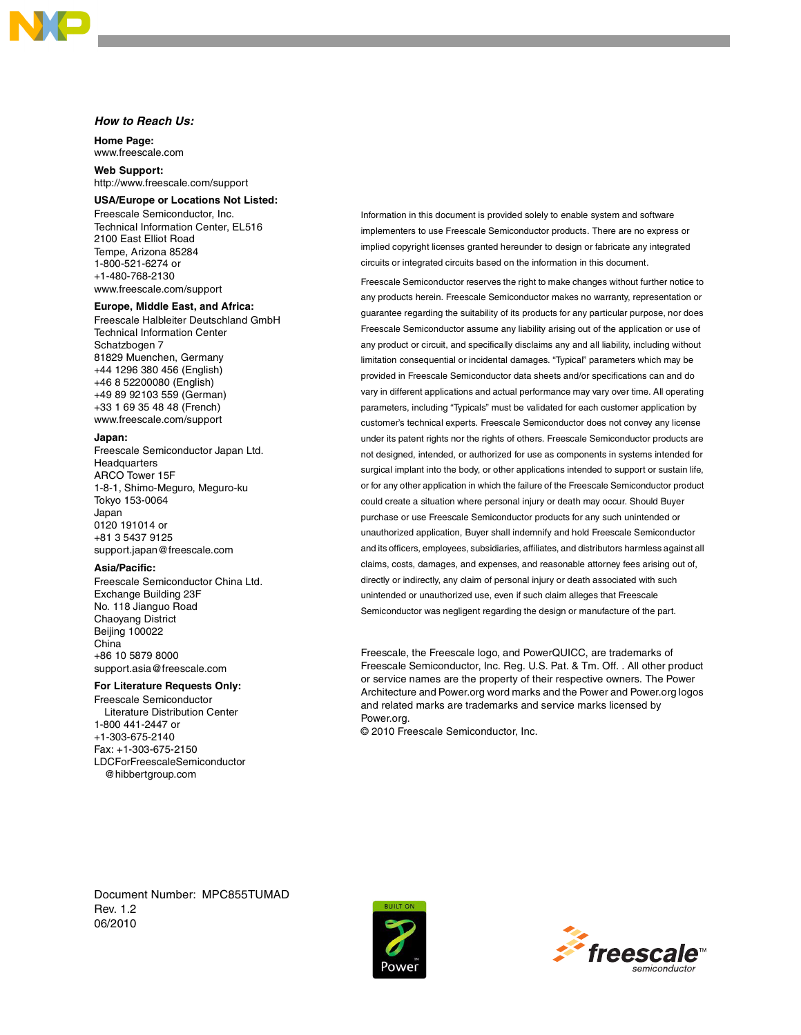***How to Reach Us:***

**Home Page:**
www.freescale.com

**Web Support:**
http://www.freescale.com/support

**USA/Europe or Locations Not Listed:**
Freescale Semiconductor, Inc.
Technical Information Center, EL516
2100 East Elliot Road
Tempe, Arizona 85284
1-800-521-6274 or
+1-480-768-2130
www.freescale.com/support

**Europe, Middle East, and Africa:**
Freescale Halbleiter Deutschland GmbH
Technical Information Center
Schatzbogen 7
81829 Muenchen, Germany
+44 1296 380 456 (English)
+46 8 52200080 (English)
+49 89 92103 559 (German)
+33 1 69 35 48 48 (French)
www.freescale.com/support

**Japan:**
Freescale Semiconductor Japan Ltd.
Headquarters
ARCO Tower 15F
1-8-1, Shimo-Meguro, Meguro-ku
Tokyo 153-0064
Japan
0120 191014 or
+81 3 5437 9125
support.japan@freescale.com

**Asia/Pacific:**
Freescale Semiconductor China Ltd.
Exchange Building 23F
No. 118 Jianguo Road
Chaoyang District
Beijing 100022
China
+86 10 5879 8000
support.asia@freescale.com

**For Literature Requests Only:**
Freescale Semiconductor
Literature Distribution Center
1-800 441-2447 or
+1-303-675-2140
Fax: +1-303-675-2150
LDCForFreescaleSemiconductor
@hibbertgroup.com

Information in this document is provided solely to enable system and software implementers to use Freescale Semiconductor products. There are no express or implied copyright licenses granted hereunder to design or fabricate any integrated circuits or integrated circuits based on the information in this document.

Freescale Semiconductor reserves the right to make changes without further notice to any products herein. Freescale Semiconductor makes no warranty, representation or guarantee regarding the suitability of its products for any particular purpose, nor does Freescale Semiconductor assume any liability arising out of the application or use of any product or circuit, and specifically disclaims any and all liability, including without limitation consequential or incidental damages. "Typical" parameters which may be provided in Freescale Semiconductor data sheets and/or specifications can and do vary in different applications and actual performance may vary over time. All operating parameters, including "Typicals" must be validated for each customer application by customer's technical experts. Freescale Semiconductor does not convey any license under its patent rights nor the rights of others. Freescale Semiconductor products are not designed, intended, or authorized for use as components in systems intended for surgical implant into the body, or other applications intended to support or sustain life, or for any other application in which the failure of the Freescale Semiconductor product could create a situation where personal injury or death may occur. Should Buyer purchase or use Freescale Semiconductor products for any such unintended or unauthorized application, Buyer shall indemnify and hold Freescale Semiconductor and its officers, employees, subsidiaries, affiliates, and distributors harmless against all claims, costs, damages, and expenses, and reasonable attorney fees arising out of, directly or indirectly, any claim of personal injury or death associated with such unintended or unauthorized use, even if such claim alleges that Freescale Semiconductor was negligent regarding the design or manufacture of the part.

Freescale, the Freescale logo, and PowerQUICC, are trademarks of Freescale Semiconductor, Inc. Reg. U.S. Pat. & Tm. Off. . All other product or service names are the property of their respective owners. The Power Architecture and Power.org word marks and the Power and Power.org logos and related marks are trademarks and service marks licensed by Power.org.
© 2010 Freescale Semiconductor, Inc.

Document Number: MPC855TUMAD
Rev. 1.2
06/2010